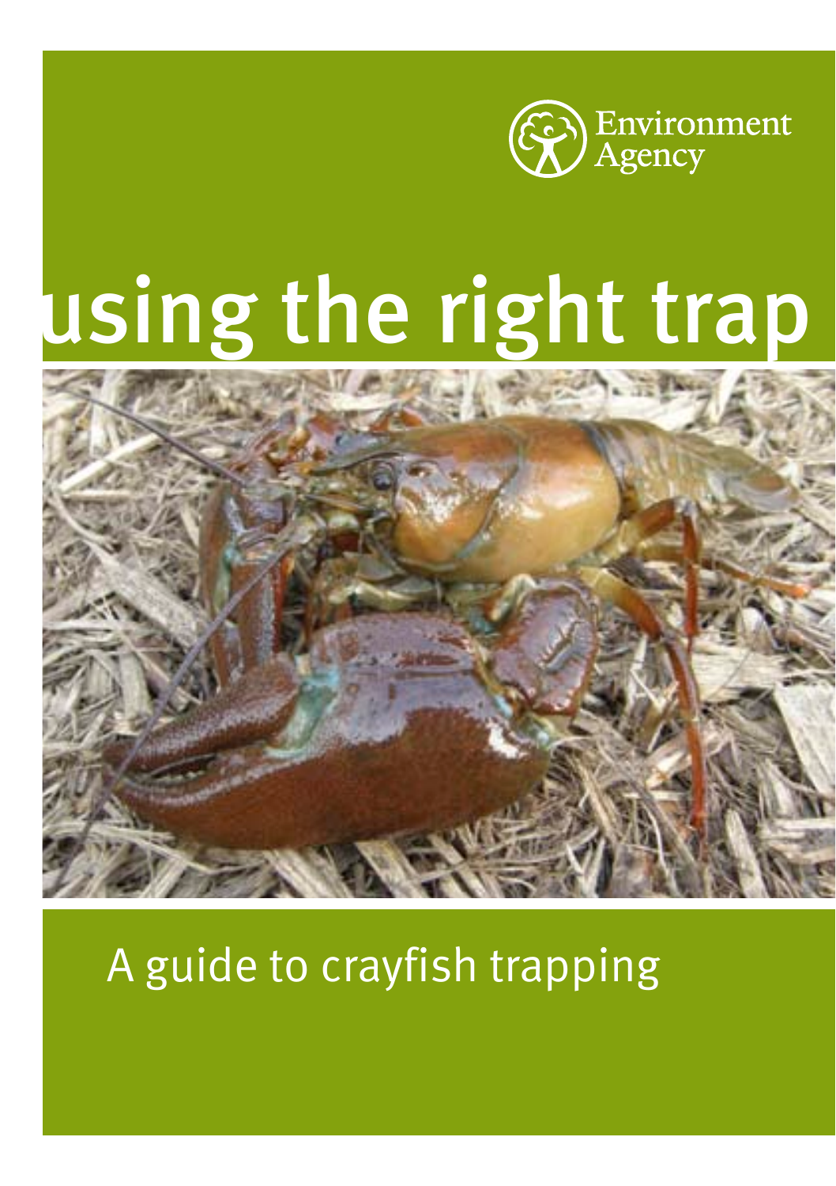Environment Agency

# using the right trap

A guide to crayfish trapping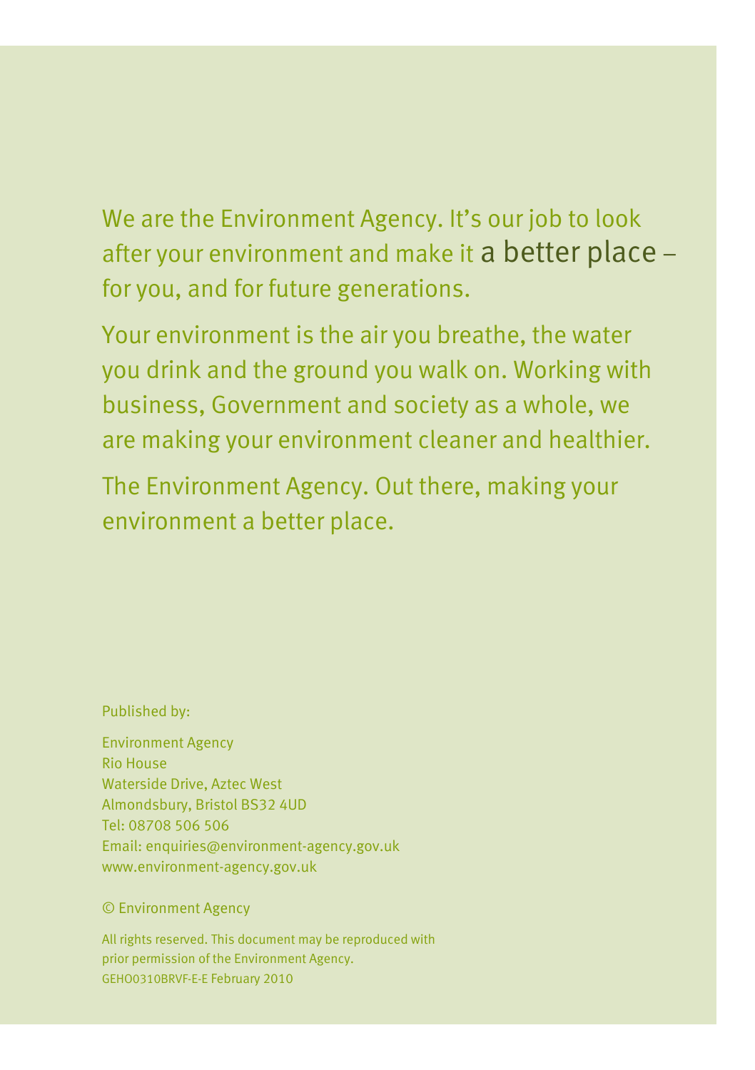We are the Environment Agency. It's our job to look after your environment and make it a better place – for you, and for future generations.

Your environment is the air you breathe, the water you drink and the ground you walk on. Working with business, Government and society as a whole, we are making your environment cleaner and healthier.

The Environment Agency. Out there, making your environment a better place.

Published by:

Environment Agency
Rio House
Waterside Drive, Aztec West
Almondsbury, Bristol BS32 4UD
Tel: 08708 506 506
Email: enquiries@environment-agency.gov.uk
www.environment-agency.gov.uk

© Environment Agency

All rights reserved. This document may be reproduced with prior permission of the Environment Agency.
GEHO0310BRVF-E-E February 2010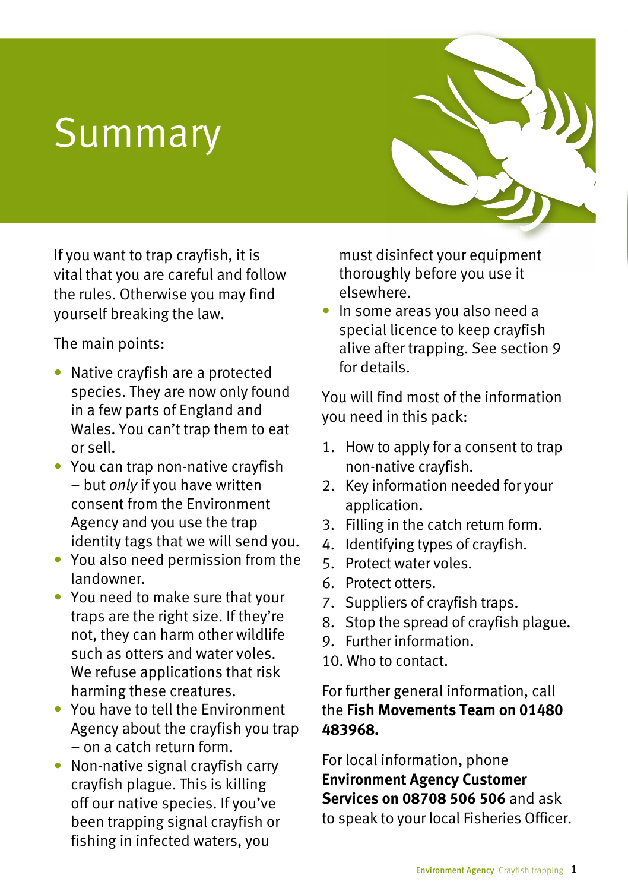# Summary

If you want to trap crayfish, it is vital that you are careful and follow the rules. Otherwise you may find yourself breaking the law.

The main points:

- Native crayfish are a protected species. They are now only found in a few parts of England and Wales. You can't trap them to eat or sell.
- You can trap non-native crayfish – but *only* if you have written consent from the Environment Agency and you use the trap identity tags that we will send you.
- You also need permission from the landowner.
- You need to make sure that your traps are the right size. If they're not, they can harm other wildlife such as otters and water voles. We refuse applications that risk harming these creatures.
- You have to tell the Environment Agency about the crayfish you trap – on a catch return form.
- Non-native signal crayfish carry crayfish plague. This is killing off our native species. If you've been trapping signal crayfish or fishing in infected waters, you must disinfect your equipment thoroughly before you use it elsewhere.
- In some areas you also need a special licence to keep crayfish alive after trapping. See section 9 for details.

You will find most of the information you need in this pack:

1. How to apply for a consent to trap non-native crayfish.
2. Key information needed for your application.
3. Filling in the catch return form.
4. Identifying types of crayfish.
5. Protect water voles.
6. Protect otters.
7. Suppliers of crayfish traps.
8. Stop the spread of crayfish plague.
9. Further information.
10. Who to contact.

For further general information, call the **Fish Movements Team on 01480 483968.**

For local information, phone **Environment Agency Customer Services on 08708 506 506** and ask to speak to your local Fisheries Officer.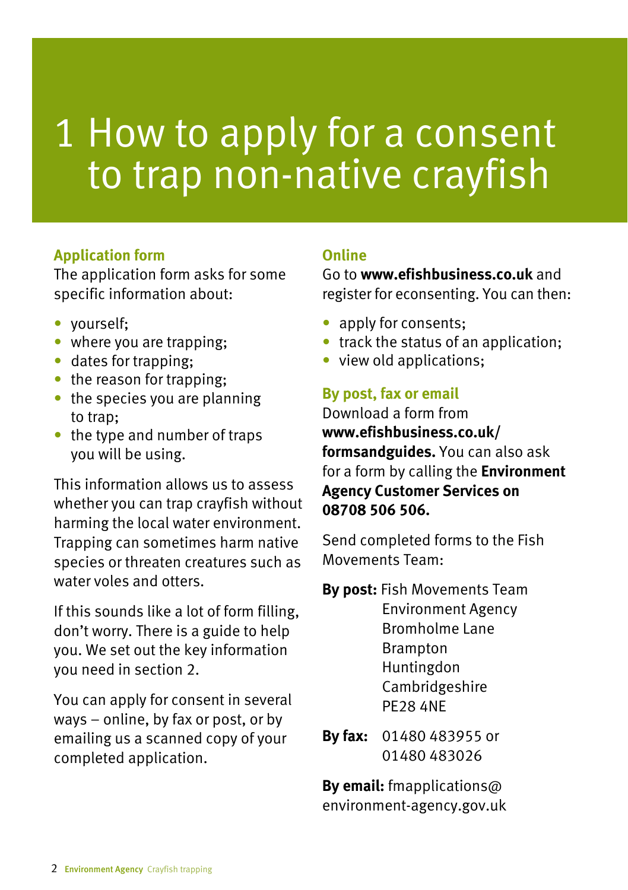# 1 How to apply for a consent to trap non-native crayfish

### Application form

The application form asks for some specific information about:

- yourself;
- where you are trapping;
- dates for trapping;
- the reason for trapping;
- the species you are planning to trap;
- the type and number of traps you will be using.

This information allows us to assess whether you can trap crayfish without harming the local water environment. Trapping can sometimes harm native species or threaten creatures such as water voles and otters.

If this sounds like a lot of form filling, don't worry. There is a guide to help you. We set out the key information you need in section 2.

You can apply for consent in several ways – online, by fax or post, or by emailing us a scanned copy of your completed application.

### Online

Go to **www.efishbusiness.co.uk** and register for econsenting. You can then:

- apply for consents;
- track the status of an application;
- view old applications;

### By post, fax or email

Download a form from **www.efishbusiness.co.uk/formsandguides.** You can also ask for a form by calling the **Environment Agency Customer Services on 08708 506 506.**

Send completed forms to the Fish Movements Team:

**By post:** Fish Movements Team
Environment Agency
Bromholme Lane
Brampton
Huntingdon
Cambridgeshire
PE28 4NE

**By fax:** 01480 483955 or 01480 483026

**By email:** fmapplications@environment-agency.gov.uk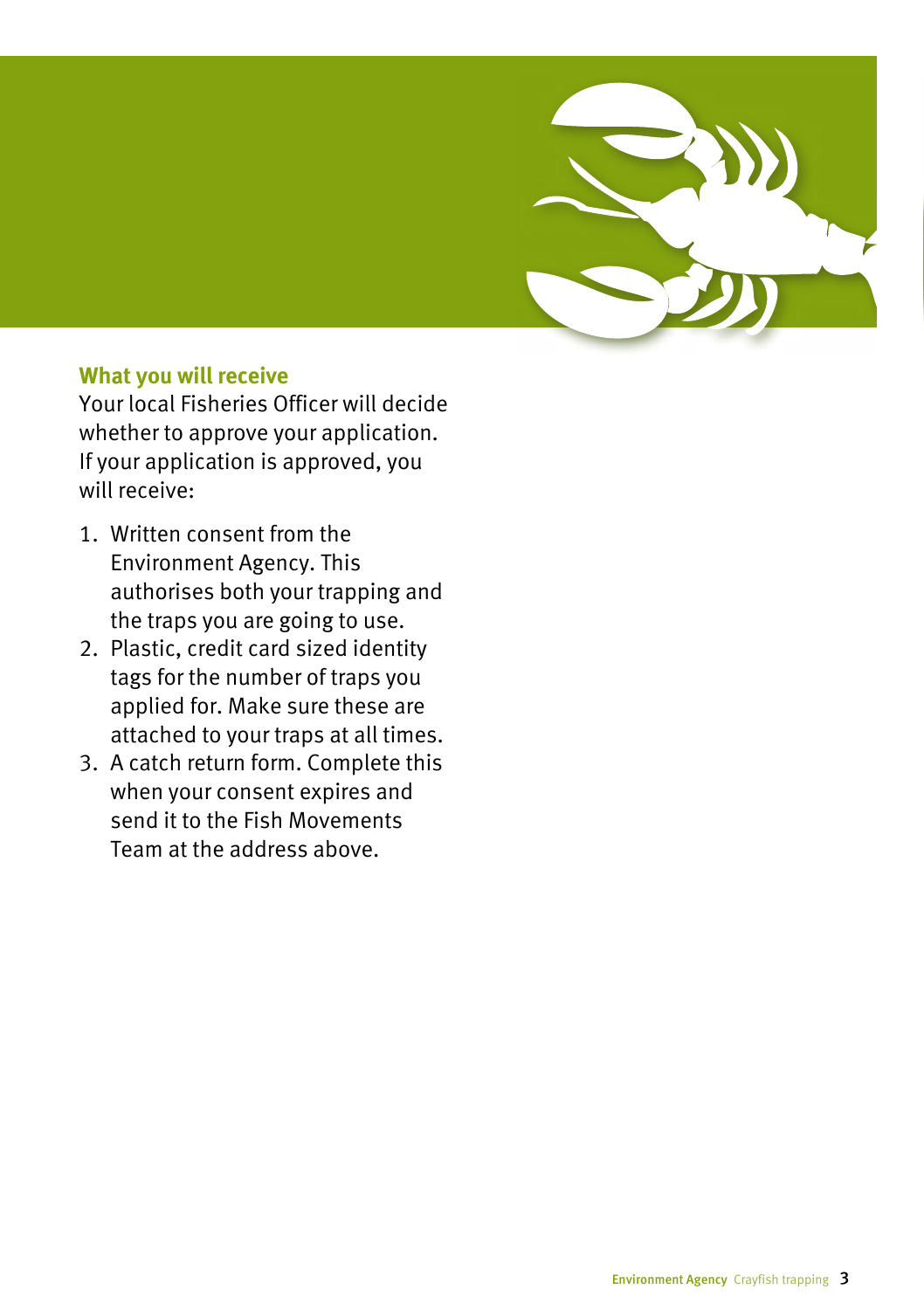## What you will receive

Your local Fisheries Officer will decide whether to approve your application. If your application is approved, you will receive:

1. Written consent from the Environment Agency. This authorises both your trapping and the traps you are going to use.
2. Plastic, credit card sized identity tags for the number of traps you applied for. Make sure these are attached to your traps at all times.
3. A catch return form. Complete this when your consent expires and send it to the Fish Movements Team at the address above.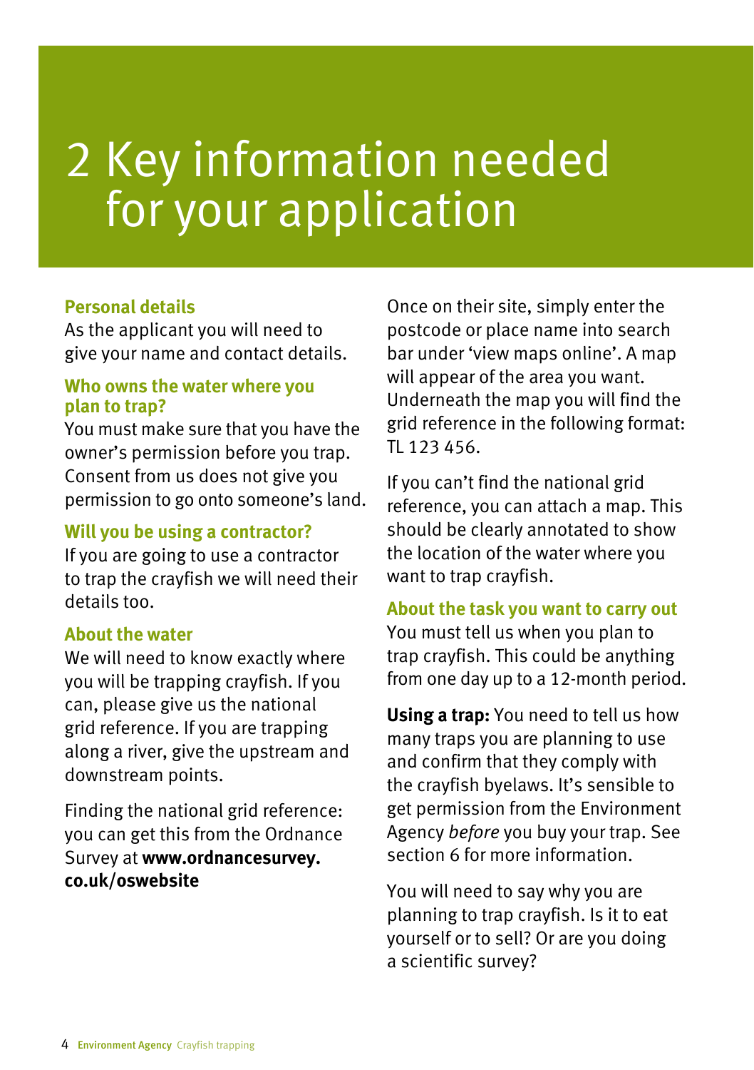# 2 Key information needed for your application

### Personal details

As the applicant you will need to give your name and contact details.

### Who owns the water where you plan to trap?

You must make sure that you have the owner's permission before you trap. Consent from us does not give you permission to go onto someone's land.

### Will you be using a contractor?

If you are going to use a contractor to trap the crayfish we will need their details too.

### About the water

We will need to know exactly where you will be trapping crayfish. If you can, please give us the national grid reference. If you are trapping along a river, give the upstream and downstream points.

Finding the national grid reference: you can get this from the Ordnance Survey at **www.ordnancesurvey.co.uk/oswebsite**

Once on their site, simply enter the postcode or place name into search bar under 'view maps online'. A map will appear of the area you want. Underneath the map you will find the grid reference in the following format: TL 123 456.

If you can't find the national grid reference, you can attach a map. This should be clearly annotated to show the location of the water where you want to trap crayfish.

### About the task you want to carry out

You must tell us when you plan to trap crayfish. This could be anything from one day up to a 12-month period.

**Using a trap:** You need to tell us how many traps you are planning to use and confirm that they comply with the crayfish byelaws. It's sensible to get permission from the Environment Agency *before* you buy your trap. See section 6 for more information.

You will need to say why you are planning to trap crayfish. Is it to eat yourself or to sell? Or are you doing a scientific survey?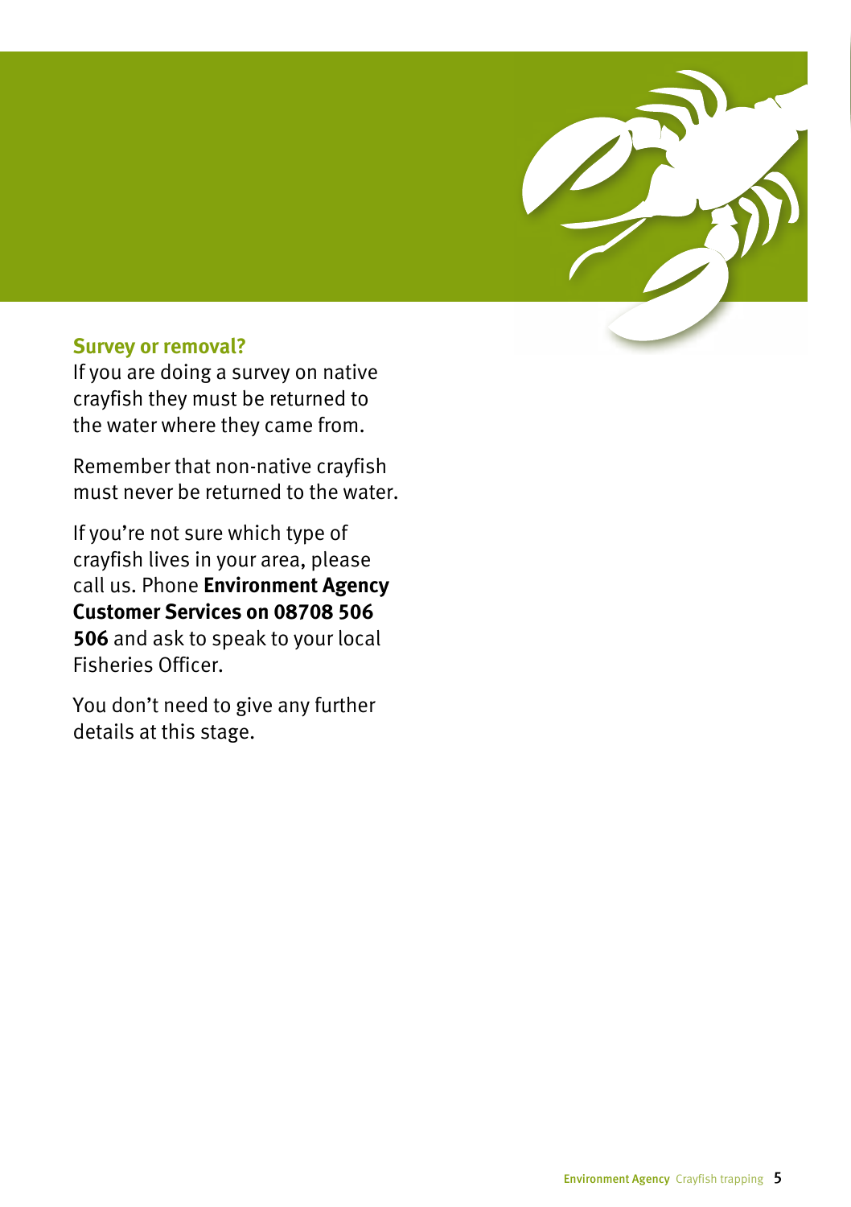### Survey or removal?

If you are doing a survey on native crayfish they must be returned to the water where they came from.

Remember that non-native crayfish must never be returned to the water.

If you're not sure which type of crayfish lives in your area, please call us. Phone **Environment Agency Customer Services on 08708 506 506** and ask to speak to your local Fisheries Officer.

You don't need to give any further details at this stage.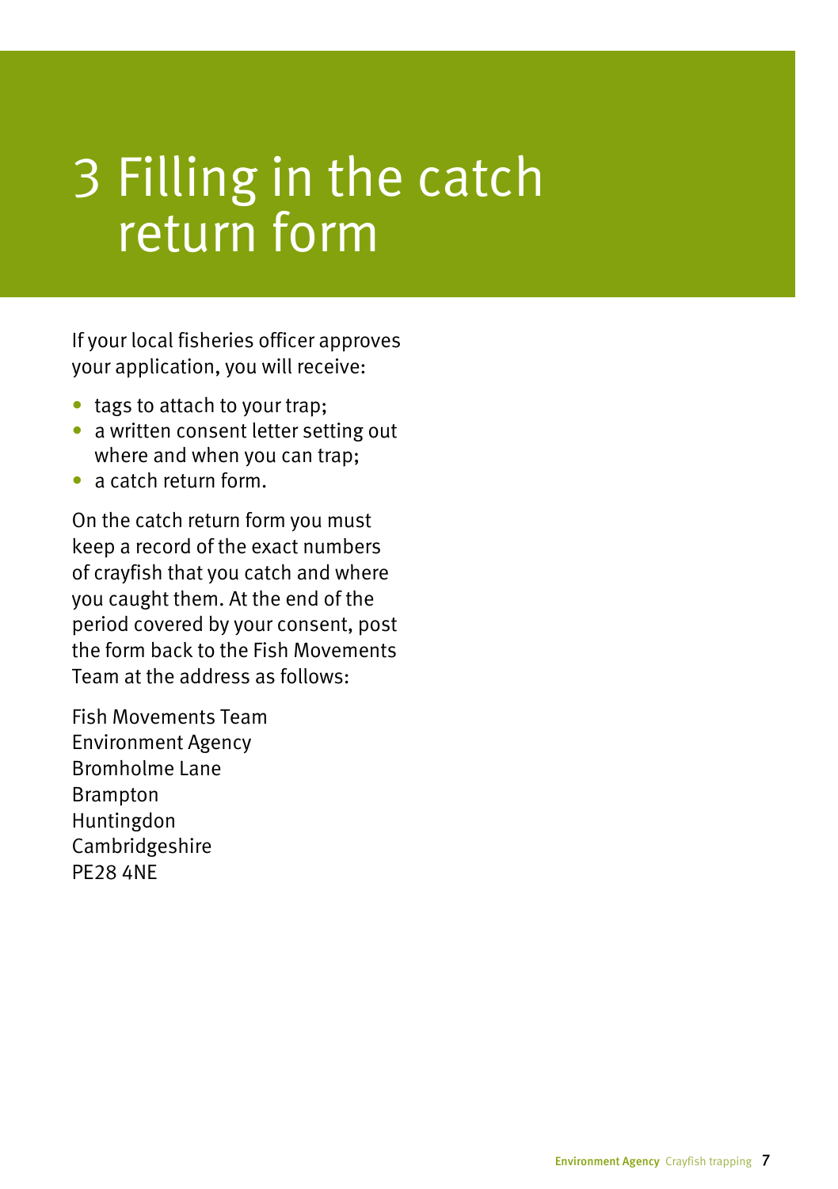# 3 Filling in the catch return form

If your local fisheries officer approves your application, you will receive:

- tags to attach to your trap;
- a written consent letter setting out where and when you can trap;
- a catch return form.

On the catch return form you must keep a record of the exact numbers of crayfish that you catch and where you caught them. At the end of the period covered by your consent, post the form back to the Fish Movements Team at the address as follows:

Fish Movements Team
Environment Agency
Bromholme Lane
Brampton
Huntingdon
Cambridgeshire
PE28 4NE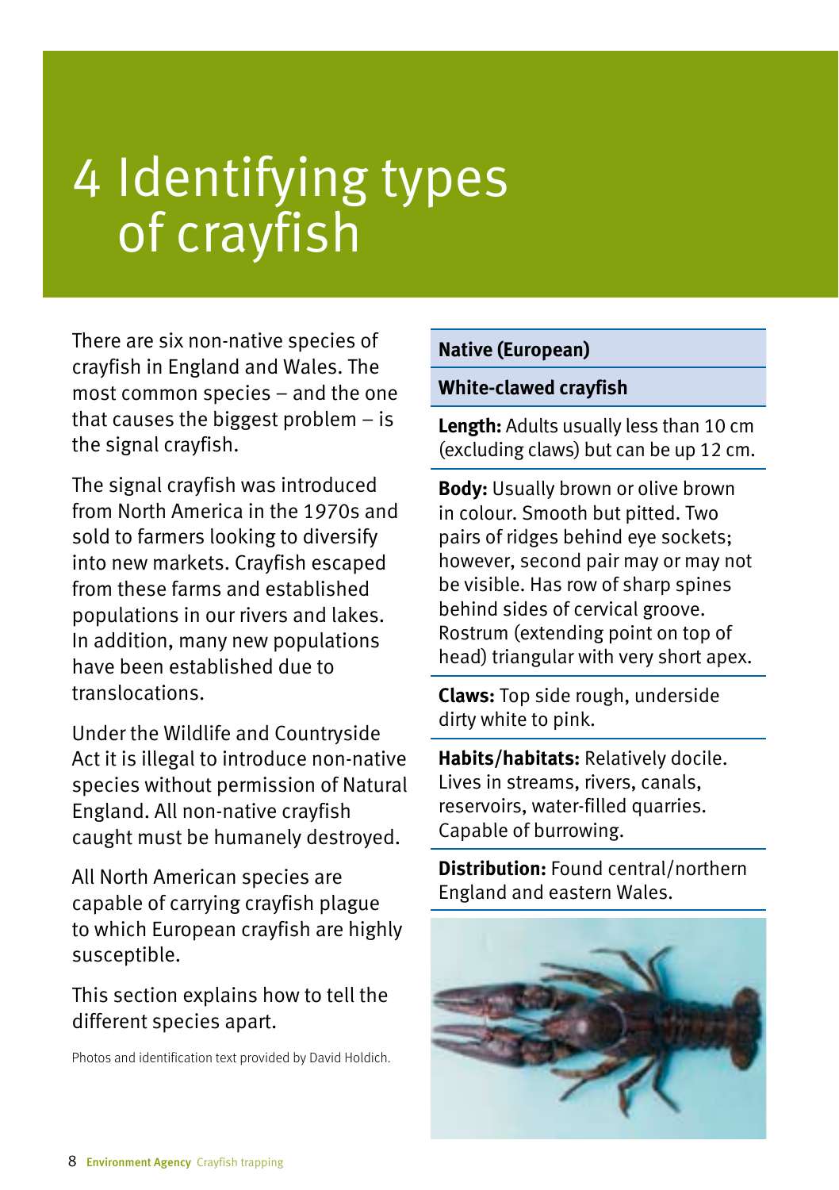# 4 Identifying types of crayfish

There are six non-native species of crayfish in England and Wales. The most common species – and the one that causes the biggest problem – is the signal crayfish.

The signal crayfish was introduced from North America in the 1970s and sold to farmers looking to diversify into new markets. Crayfish escaped from these farms and established populations in our rivers and lakes. In addition, many new populations have been established due to translocations.

Under the Wildlife and Countryside Act it is illegal to introduce non-native species without permission of Natural England. All non-native crayfish caught must be humanely destroyed.

All North American species are capable of carrying crayfish plague to which European crayfish are highly susceptible.

This section explains how to tell the different species apart.

Photos and identification text provided by David Holdich.

| Native (European) |
| --- |
| **White-clawed crayfish** |
| **Length:** Adults usually less than 10 cm (excluding claws) but can be up 12 cm. |
| **Body:** Usually brown or olive brown in colour. Smooth but pitted. Two pairs of ridges behind eye sockets; however, second pair may or may not be visible. Has row of sharp spines behind sides of cervical groove. Rostrum (extending point on top of head) triangular with very short apex. |
| **Claws:** Top side rough, underside dirty white to pink. |
| **Habits/habitats:** Relatively docile. Lives in streams, rivers, canals, reservoirs, water-filled quarries. Capable of burrowing. |
| **Distribution:** Found central/northern England and eastern Wales. |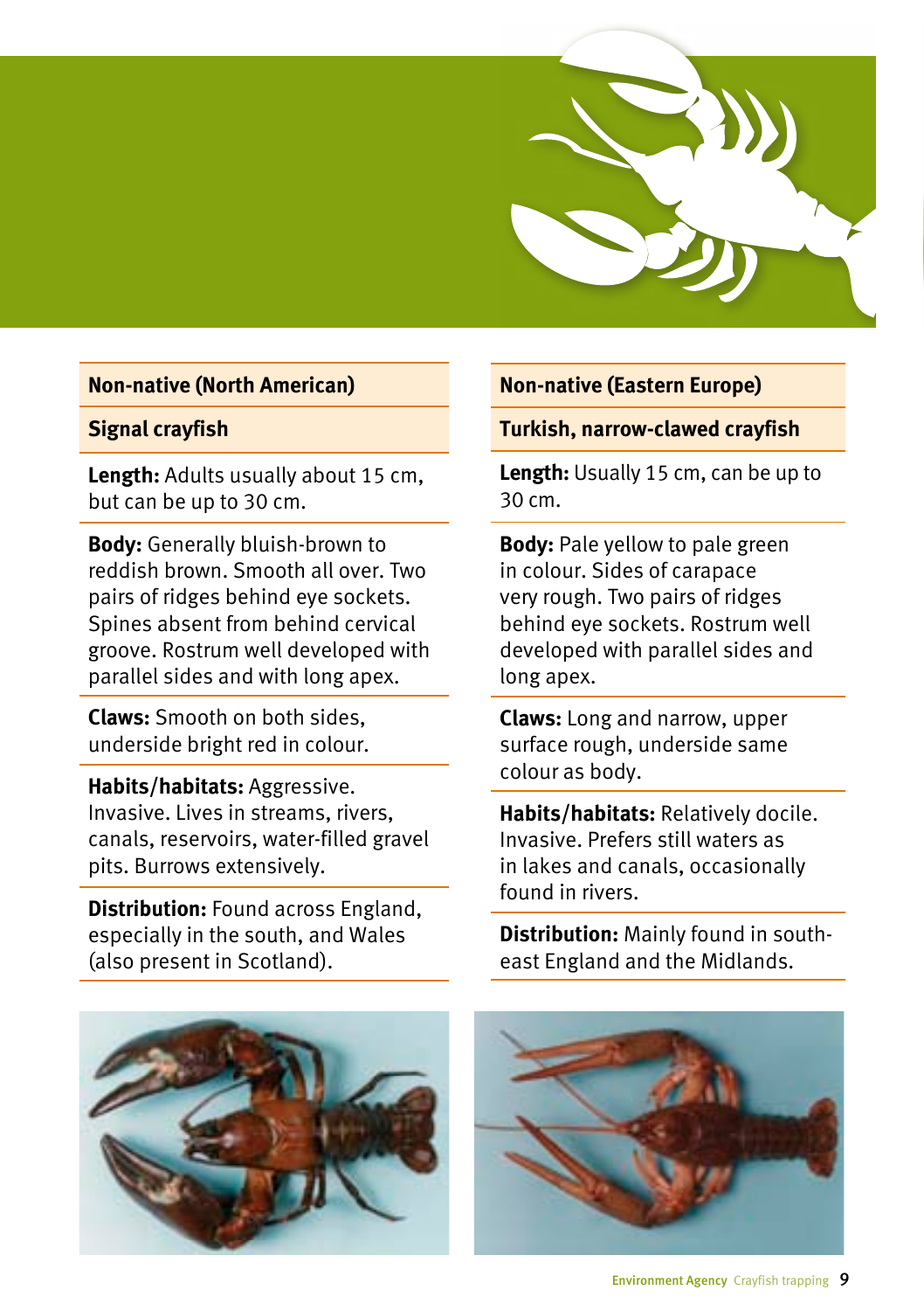**Non-native (North American)**

**Signal crayfish**

**Length:** Adults usually about 15 cm, but can be up to 30 cm.

**Body:** Generally bluish-brown to reddish brown. Smooth all over. Two pairs of ridges behind eye sockets. Spines absent from behind cervical groove. Rostrum well developed with parallel sides and with long apex.

**Claws:** Smooth on both sides, underside bright red in colour.

**Habits/habitats:** Aggressive. Invasive. Lives in streams, rivers, canals, reservoirs, water-filled gravel pits. Burrows extensively.

**Distribution:** Found across England, especially in the south, and Wales (also present in Scotland).

**Non-native (Eastern Europe)**

**Turkish, narrow-clawed crayfish**

**Length:** Usually 15 cm, can be up to 30 cm.

**Body:** Pale yellow to pale green in colour. Sides of carapace very rough. Two pairs of ridges behind eye sockets. Rostrum well developed with parallel sides and long apex.

**Claws:** Long and narrow, upper surface rough, underside same colour as body.

**Habits/habitats:** Relatively docile. Invasive. Prefers still waters as in lakes and canals, occasionally found in rivers.

**Distribution:** Mainly found in south-east England and the Midlands.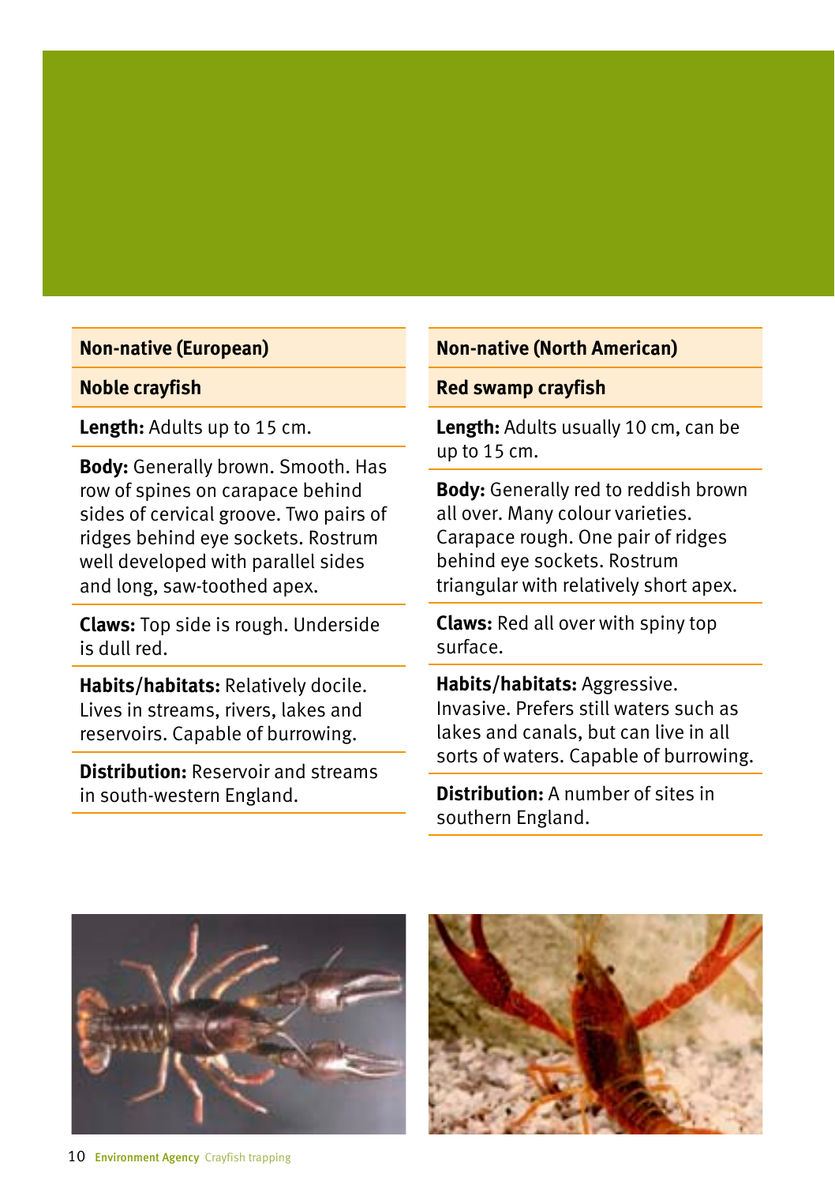| Non-native (European) | Non-native (North American) |
| --- | --- |
| **Noble crayfish** | **Red swamp crayfish** |
| **Length:** Adults up to 15 cm. | **Length:** Adults usually 10 cm, can be up to 15 cm. |
| **Body:** Generally brown. Smooth. Has row of spines on carapace behind sides of cervical groove. Two pairs of ridges behind eye sockets. Rostrum well developed with parallel sides and long, saw-toothed apex. | **Body:** Generally red to reddish brown all over. Many colour varieties. Carapace rough. One pair of ridges behind eye sockets. Rostrum triangular with relatively short apex. |
| **Claws:** Top side is rough. Underside is dull red. | **Claws:** Red all over with spiny top surface. |
| **Habits/habitats:** Relatively docile. Lives in streams, rivers, lakes and reservoirs. Capable of burrowing. | **Habits/habitats:** Aggressive. Invasive. Prefers still waters such as lakes and canals, but can live in all sorts of waters. Capable of burrowing. |
| **Distribution:** Reservoir and streams in south-western England. | **Distribution:** A number of sites in southern England. |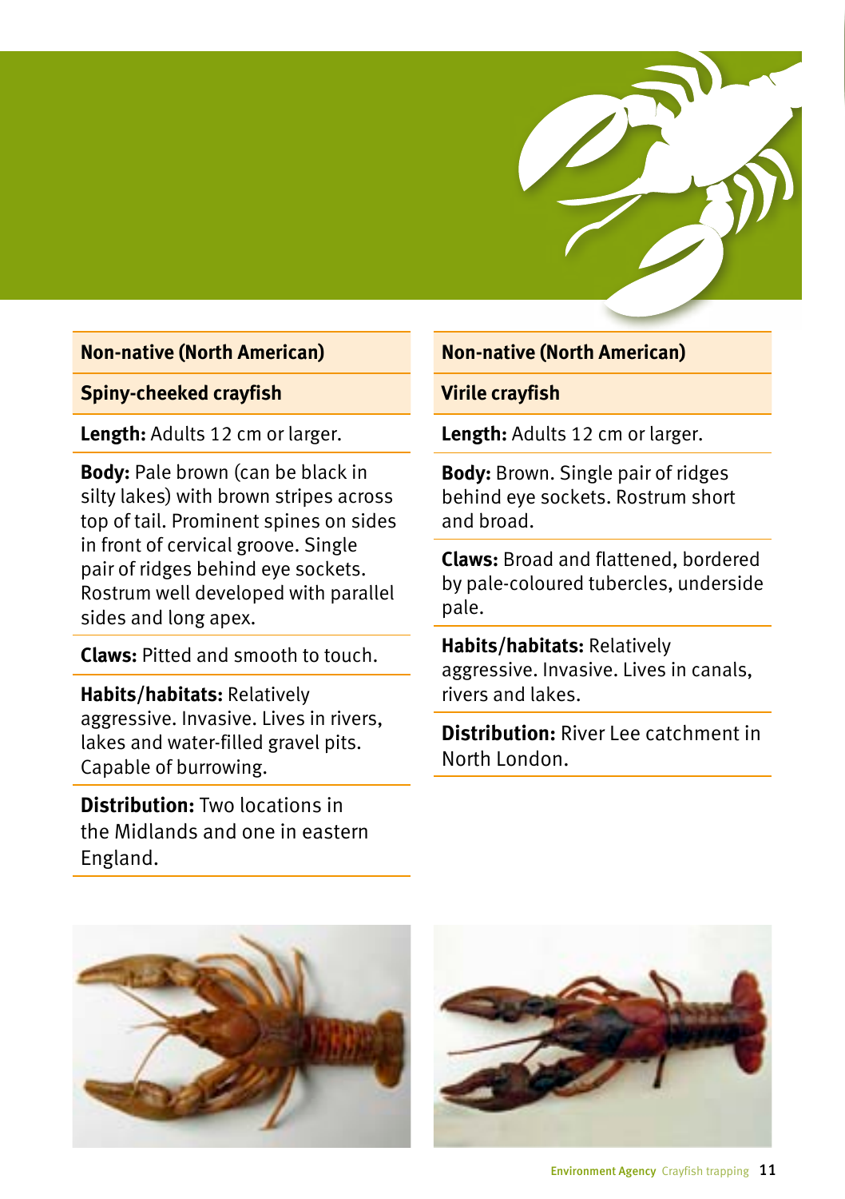## Non-native (North American)

### Spiny-cheeked crayfish

**Length:** Adults 12 cm or larger.

**Body:** Pale brown (can be black in silty lakes) with brown stripes across top of tail. Prominent spines on sides in front of cervical groove. Single pair of ridges behind eye sockets. Rostrum well developed with parallel sides and long apex.

**Claws:** Pitted and smooth to touch.

**Habits/habitats:** Relatively aggressive. Invasive. Lives in rivers, lakes and water-filled gravel pits. Capable of burrowing.

**Distribution:** Two locations in the Midlands and one in eastern England.

## Non-native (North American)

### Virile crayfish

**Length:** Adults 12 cm or larger.

**Body:** Brown. Single pair of ridges behind eye sockets. Rostrum short and broad.

**Claws:** Broad and flattened, bordered by pale-coloured tubercles, underside pale.

**Habits/habitats:** Relatively aggressive. Invasive. Lives in canals, rivers and lakes.

**Distribution:** River Lee catchment in North London.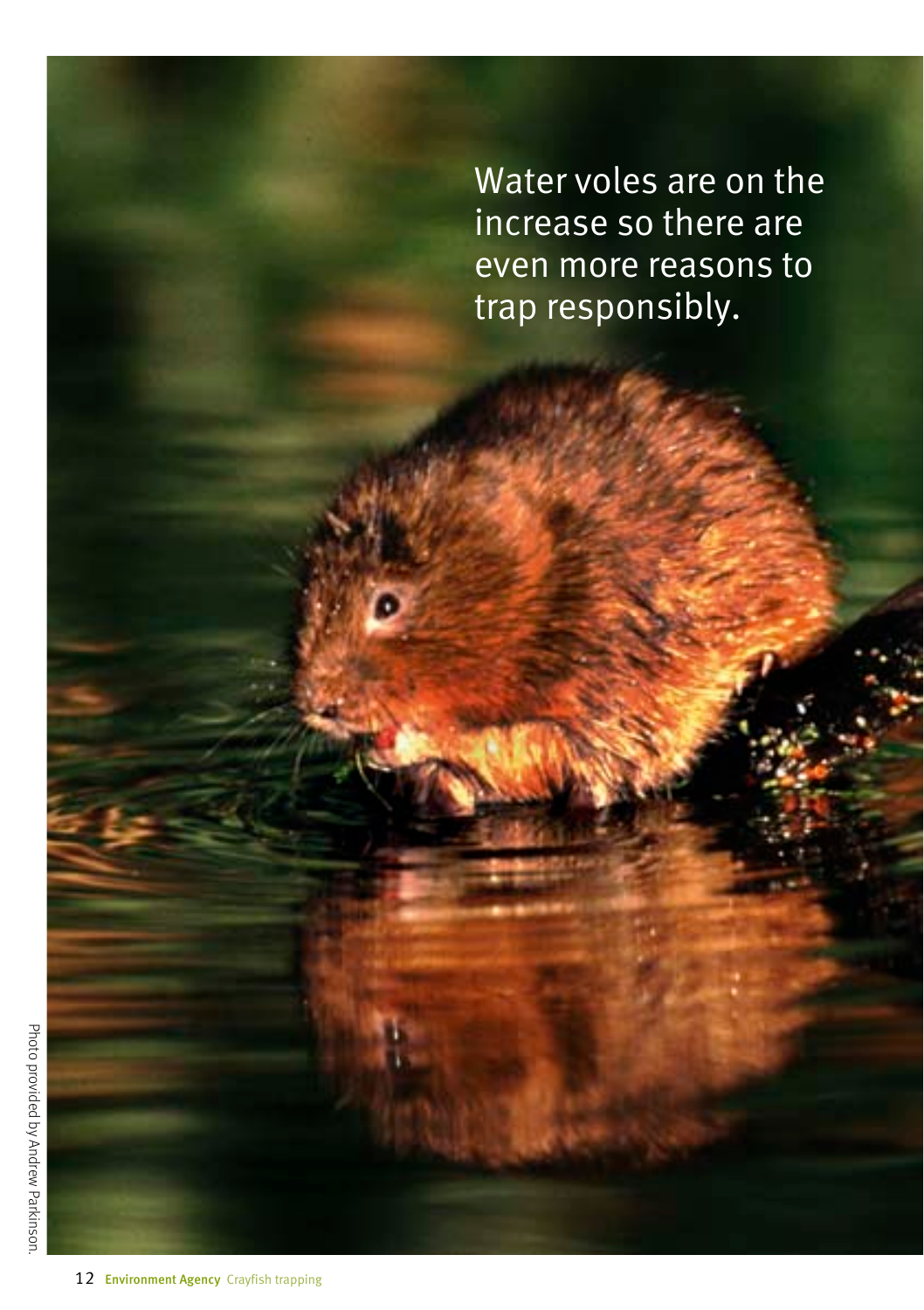Water voles are on the increase so there are even more reasons to trap responsibly.

Photo provided by Andrew Parkinson.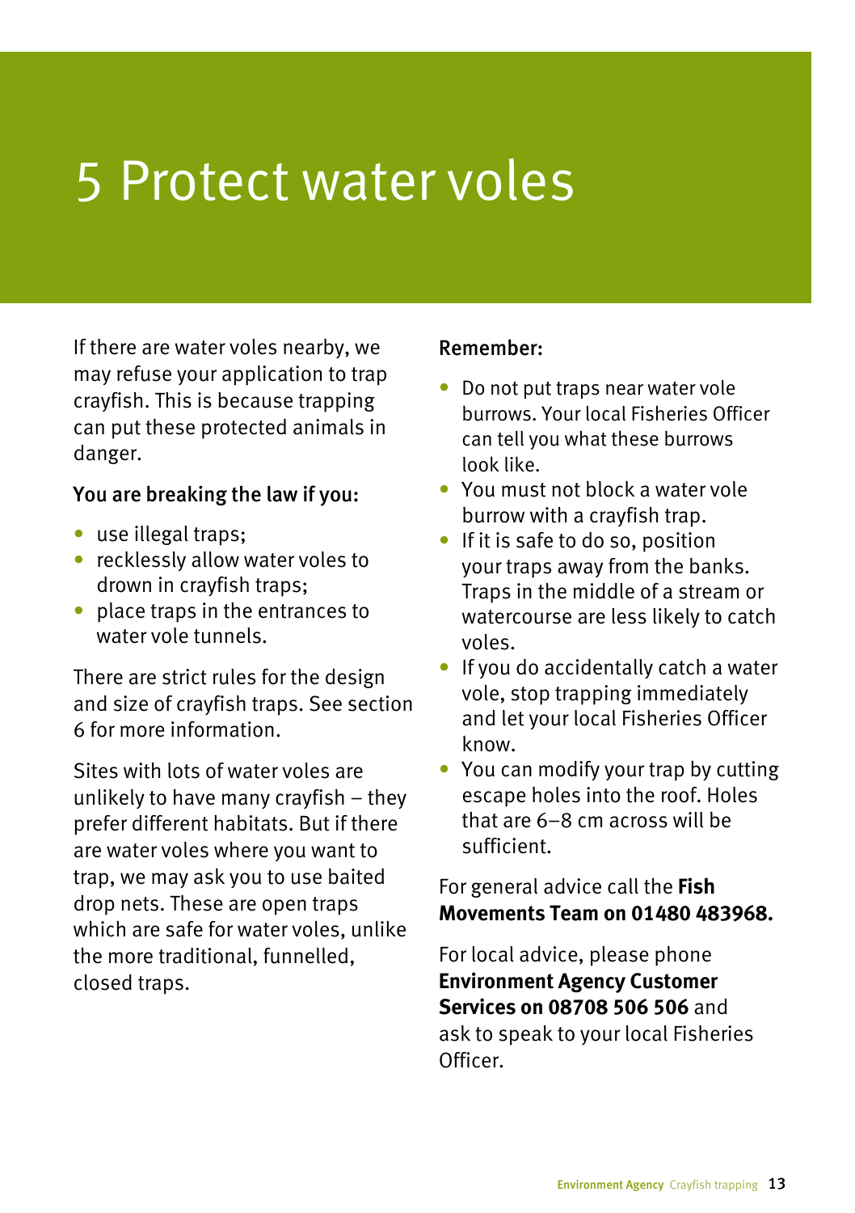# 5 Protect water voles

If there are water voles nearby, we may refuse your application to trap crayfish. This is because trapping can put these protected animals in danger.

**You are breaking the law if you:**

- use illegal traps;
- recklessly allow water voles to drown in crayfish traps;
- place traps in the entrances to water vole tunnels.

There are strict rules for the design and size of crayfish traps. See section 6 for more information.

Sites with lots of water voles are unlikely to have many crayfish – they prefer different habitats. But if there are water voles where you want to trap, we may ask you to use baited drop nets. These are open traps which are safe for water voles, unlike the more traditional, funnelled, closed traps.

**Remember:**

- Do not put traps near water vole burrows. Your local Fisheries Officer can tell you what these burrows look like.
- You must not block a water vole burrow with a crayfish trap.
- If it is safe to do so, position your traps away from the banks. Traps in the middle of a stream or watercourse are less likely to catch voles.
- If you do accidentally catch a water vole, stop trapping immediately and let your local Fisheries Officer know.
- You can modify your trap by cutting escape holes into the roof. Holes that are 6–8 cm across will be sufficient.

For general advice call the **Fish Movements Team on 01480 483968.**

For local advice, please phone **Environment Agency Customer Services on 08708 506 506** and ask to speak to your local Fisheries Officer.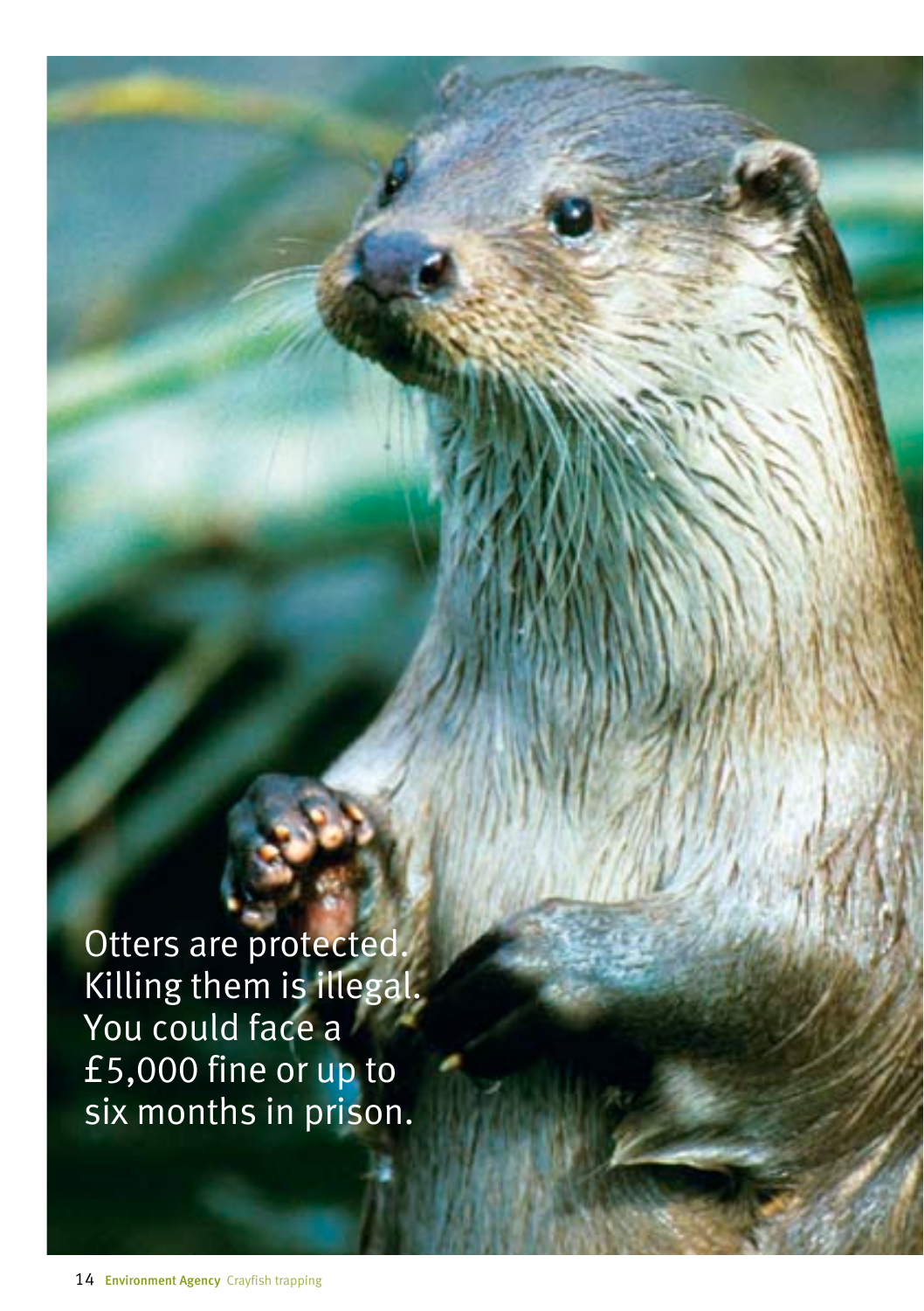Otters are protected. Killing them is illegal. You could face a £5,000 fine or up to six months in prison.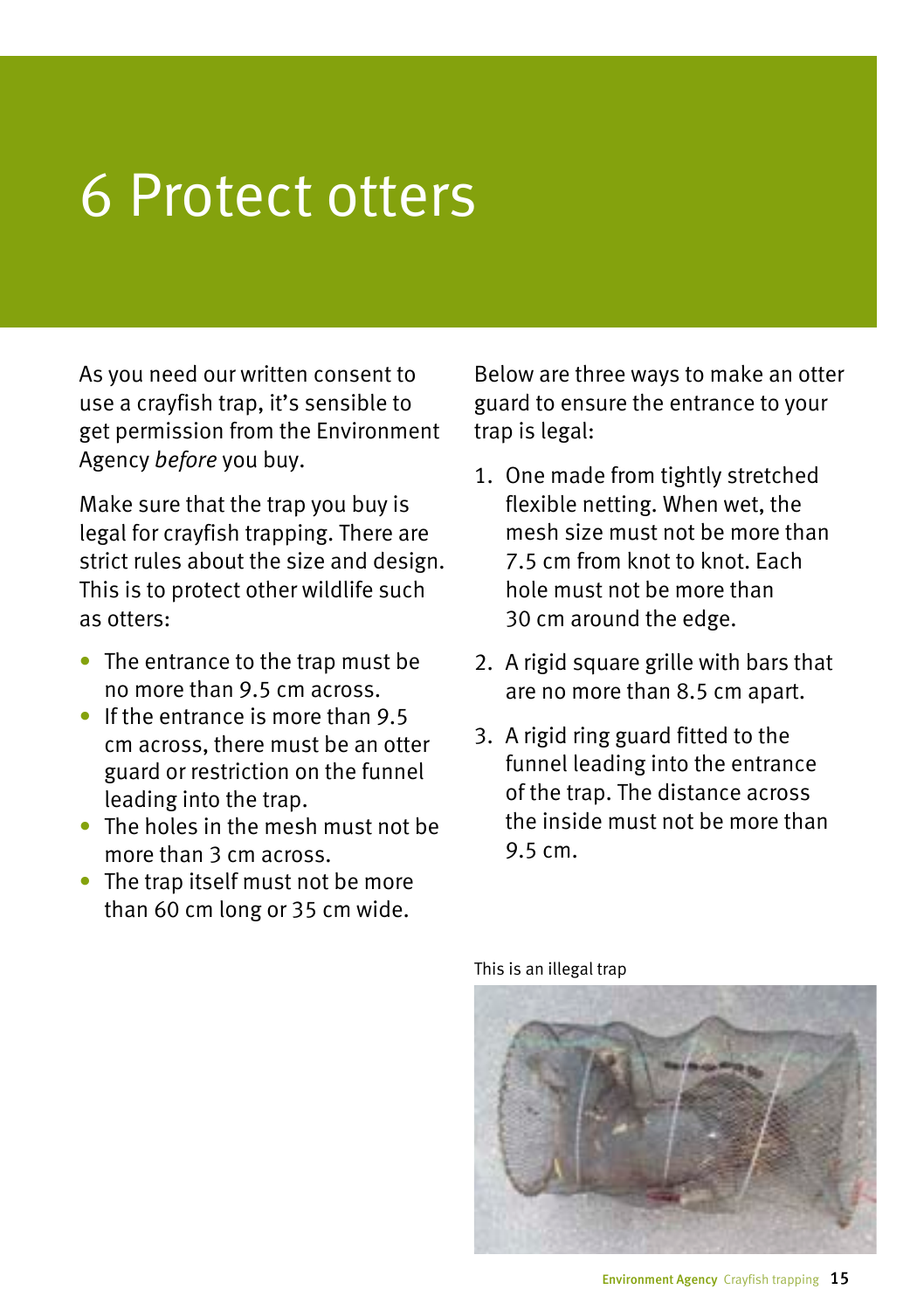# 6 Protect otters

As you need our written consent to use a crayfish trap, it's sensible to get permission from the Environment Agency *before* you buy.

Make sure that the trap you buy is legal for crayfish trapping. There are strict rules about the size and design. This is to protect other wildlife such as otters:

- The entrance to the trap must be no more than 9.5 cm across.
- If the entrance is more than 9.5 cm across, there must be an otter guard or restriction on the funnel leading into the trap.
- The holes in the mesh must not be more than 3 cm across.
- The trap itself must not be more than 60 cm long or 35 cm wide.

Below are three ways to make an otter guard to ensure the entrance to your trap is legal:

1. One made from tightly stretched flexible netting. When wet, the mesh size must not be more than 7.5 cm from knot to knot. Each hole must not be more than 30 cm around the edge.
2. A rigid square grille with bars that are no more than 8.5 cm apart.
3. A rigid ring guard fitted to the funnel leading into the entrance of the trap. The distance across the inside must not be more than 9.5 cm.

This is an illegal trap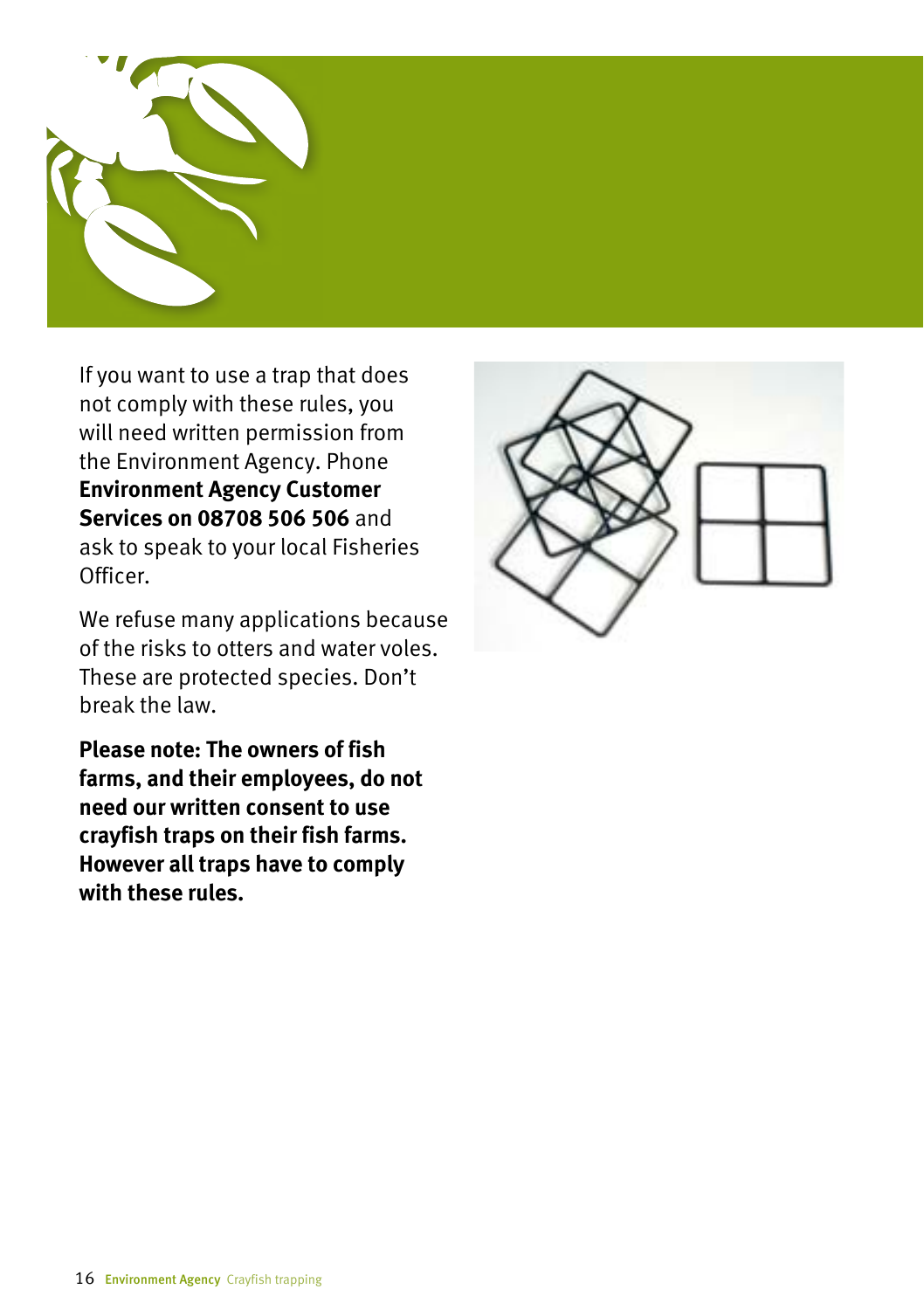If you want to use a trap that does not comply with these rules, you will need written permission from the Environment Agency. Phone **Environment Agency Customer Services on 08708 506 506** and ask to speak to your local Fisheries Officer.

We refuse many applications because of the risks to otters and water voles. These are protected species. Don't break the law.

**Please note: The owners of fish farms, and their employees, do not need our written consent to use crayfish traps on their fish farms. However all traps have to comply with these rules.**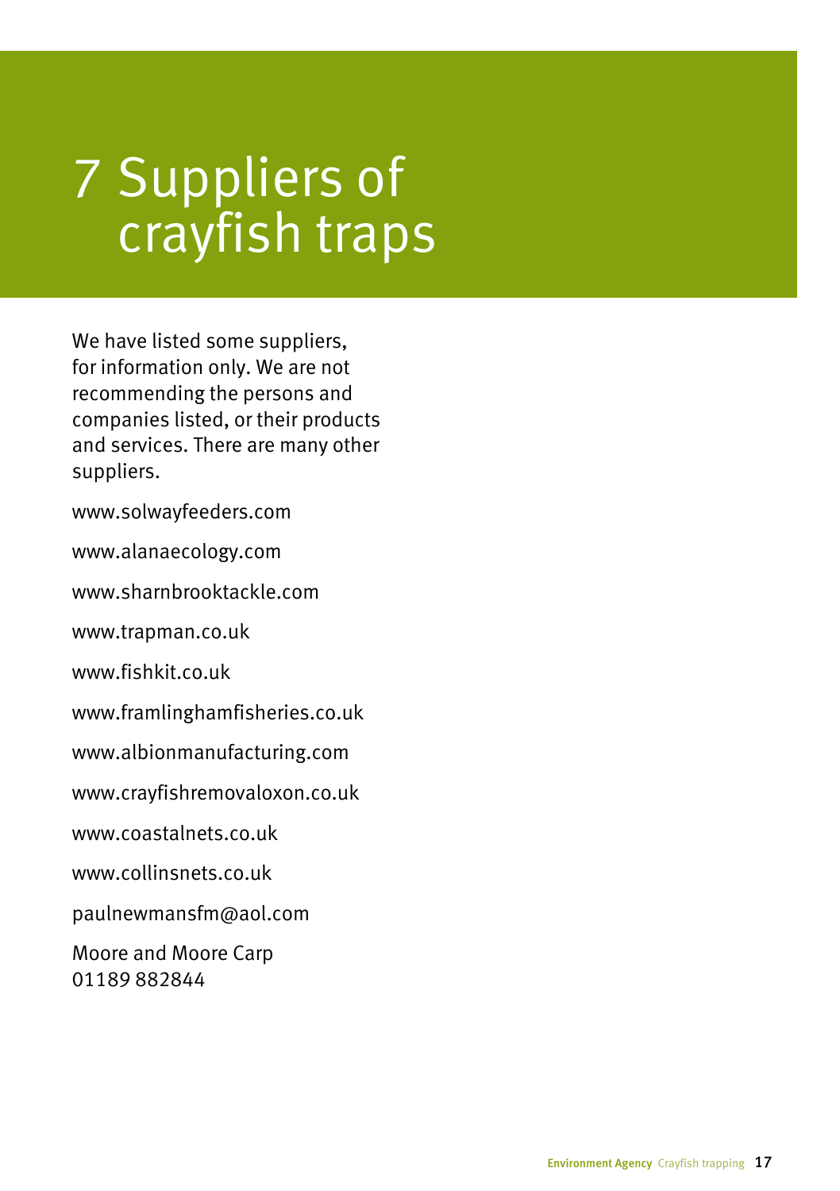# 7 Suppliers of crayfish traps

We have listed some suppliers, for information only. We are not recommending the persons and companies listed, or their products and services. There are many other suppliers.

www.solwayfeeders.com

www.alanaecology.com

www.sharnbrooktackle.com

www.trapman.co.uk

www.fishkit.co.uk

www.framlinghamfisheries.co.uk

www.albionmanufacturing.com

www.crayfishremovaloxon.co.uk

www.coastalnets.co.uk

www.collinsnets.co.uk

paulnewmansfm@aol.com

Moore and Moore Carp
01189 882844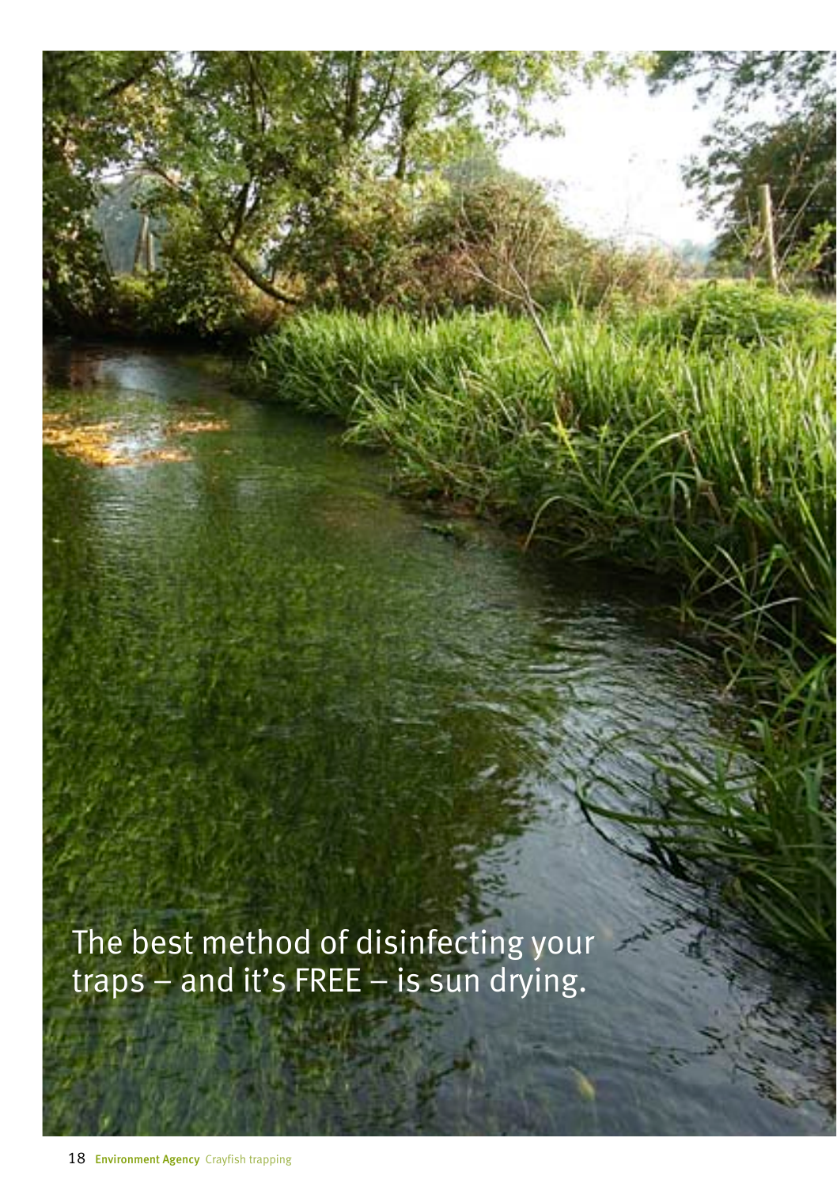The best method of disinfecting your traps – and it's FREE – is sun drying.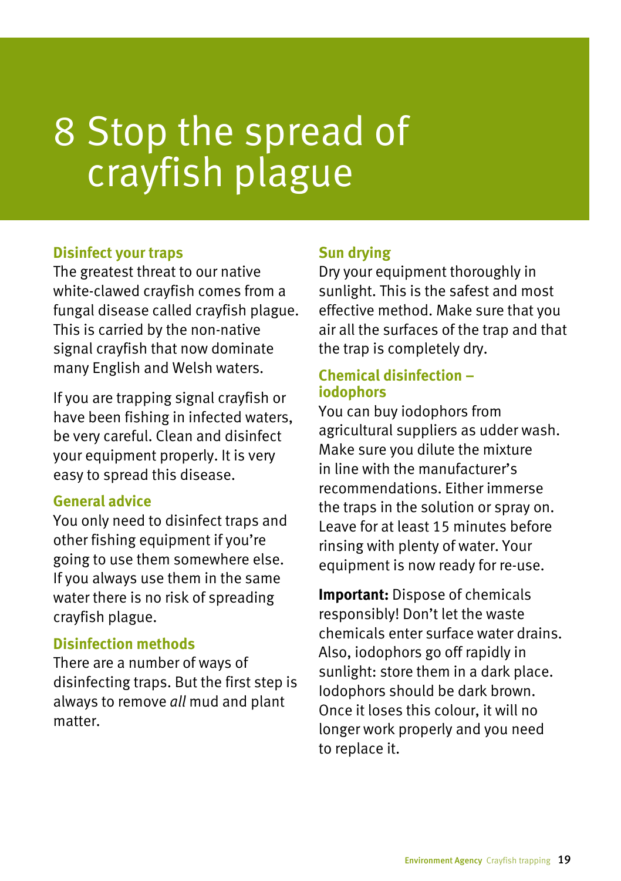# 8 Stop the spread of crayfish plague

### Disinfect your traps

The greatest threat to our native white-clawed crayfish comes from a fungal disease called crayfish plague. This is carried by the non-native signal crayfish that now dominate many English and Welsh waters.

If you are trapping signal crayfish or have been fishing in infected waters, be very careful. Clean and disinfect your equipment properly. It is very easy to spread this disease.

### General advice

You only need to disinfect traps and other fishing equipment if you're going to use them somewhere else. If you always use them in the same water there is no risk of spreading crayfish plague.

### Disinfection methods

There are a number of ways of disinfecting traps. But the first step is always to remove *all* mud and plant matter.

### Sun drying

Dry your equipment thoroughly in sunlight. This is the safest and most effective method. Make sure that you air all the surfaces of the trap and that the trap is completely dry.

### Chemical disinfection – iodophors

You can buy iodophors from agricultural suppliers as udder wash. Make sure you dilute the mixture in line with the manufacturer's recommendations. Either immerse the traps in the solution or spray on. Leave for at least 15 minutes before rinsing with plenty of water. Your equipment is now ready for re-use.

**Important:** Dispose of chemicals responsibly! Don't let the waste chemicals enter surface water drains. Also, iodophors go off rapidly in sunlight: store them in a dark place. Iodophors should be dark brown. Once it loses this colour, it will no longer work properly and you need to replace it.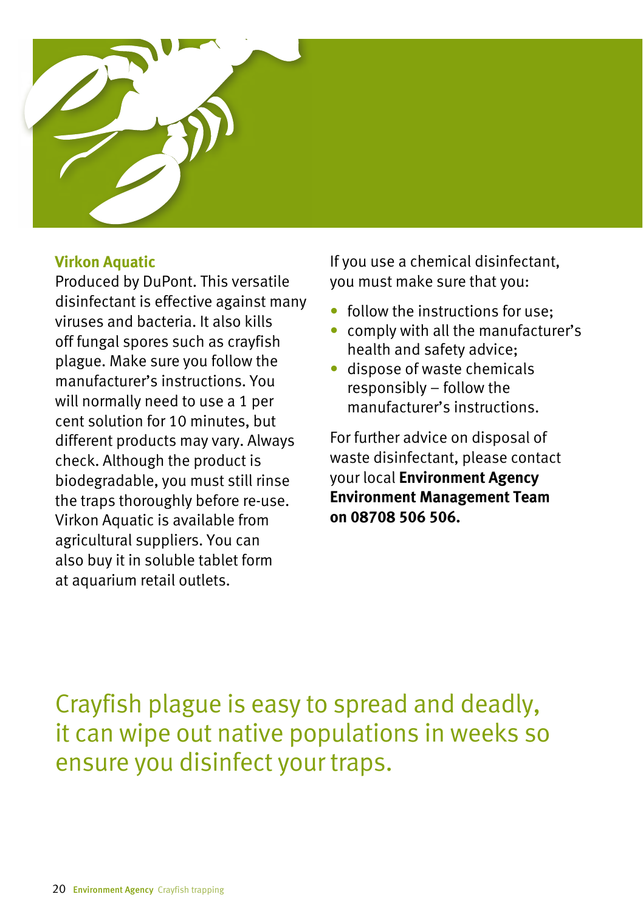### Virkon Aquatic

Produced by DuPont. This versatile disinfectant is effective against many viruses and bacteria. It also kills off fungal spores such as crayfish plague. Make sure you follow the manufacturer's instructions. You will normally need to use a 1 per cent solution for 10 minutes, but different products may vary. Always check. Although the product is biodegradable, you must still rinse the traps thoroughly before re-use. Virkon Aquatic is available from agricultural suppliers. You can also buy it in soluble tablet form at aquarium retail outlets.

If you use a chemical disinfectant, you must make sure that you:

- follow the instructions for use;
- comply with all the manufacturer's health and safety advice;
- dispose of waste chemicals responsibly – follow the manufacturer's instructions.

For further advice on disposal of waste disinfectant, please contact your local **Environment Agency Environment Management Team on 08708 506 506.**

Crayfish plague is easy to spread and deadly, it can wipe out native populations in weeks so ensure you disinfect your traps.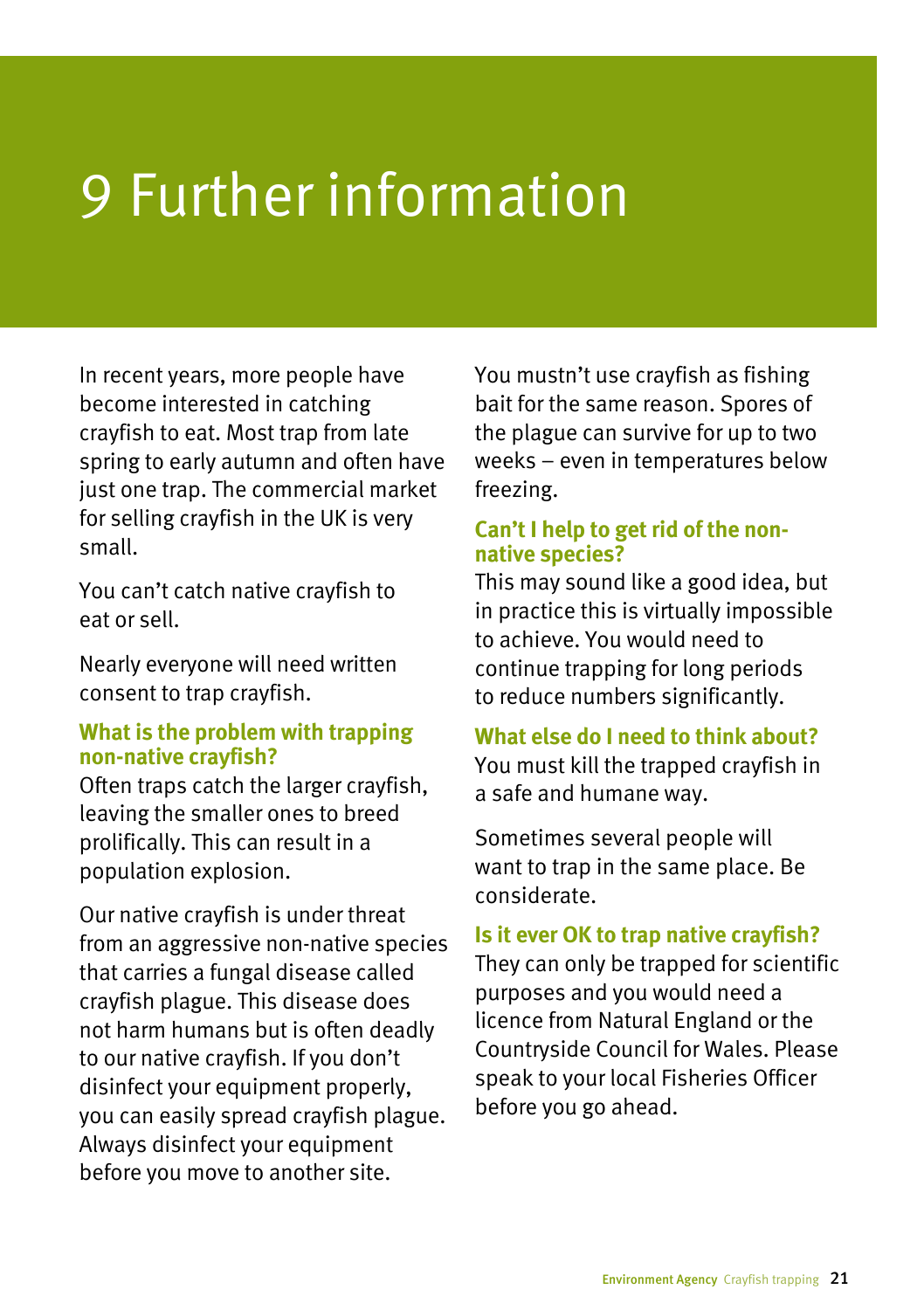# 9 Further information

In recent years, more people have become interested in catching crayfish to eat. Most trap from late spring to early autumn and often have just one trap. The commercial market for selling crayfish in the UK is very small.

You can't catch native crayfish to eat or sell.

Nearly everyone will need written consent to trap crayfish.

### What is the problem with trapping non-native crayfish?

Often traps catch the larger crayfish, leaving the smaller ones to breed prolifically. This can result in a population explosion.

Our native crayfish is under threat from an aggressive non-native species that carries a fungal disease called crayfish plague. This disease does not harm humans but is often deadly to our native crayfish. If you don't disinfect your equipment properly, you can easily spread crayfish plague. Always disinfect your equipment before you move to another site.

You mustn't use crayfish as fishing bait for the same reason. Spores of the plague can survive for up to two weeks – even in temperatures below freezing.

### Can't I help to get rid of the non-native species?

This may sound like a good idea, but in practice this is virtually impossible to achieve. You would need to continue trapping for long periods to reduce numbers significantly.

### What else do I need to think about?

You must kill the trapped crayfish in a safe and humane way.

Sometimes several people will want to trap in the same place. Be considerate.

### Is it ever OK to trap native crayfish?

They can only be trapped for scientific purposes and you would need a licence from Natural England or the Countryside Council for Wales. Please speak to your local Fisheries Officer before you go ahead.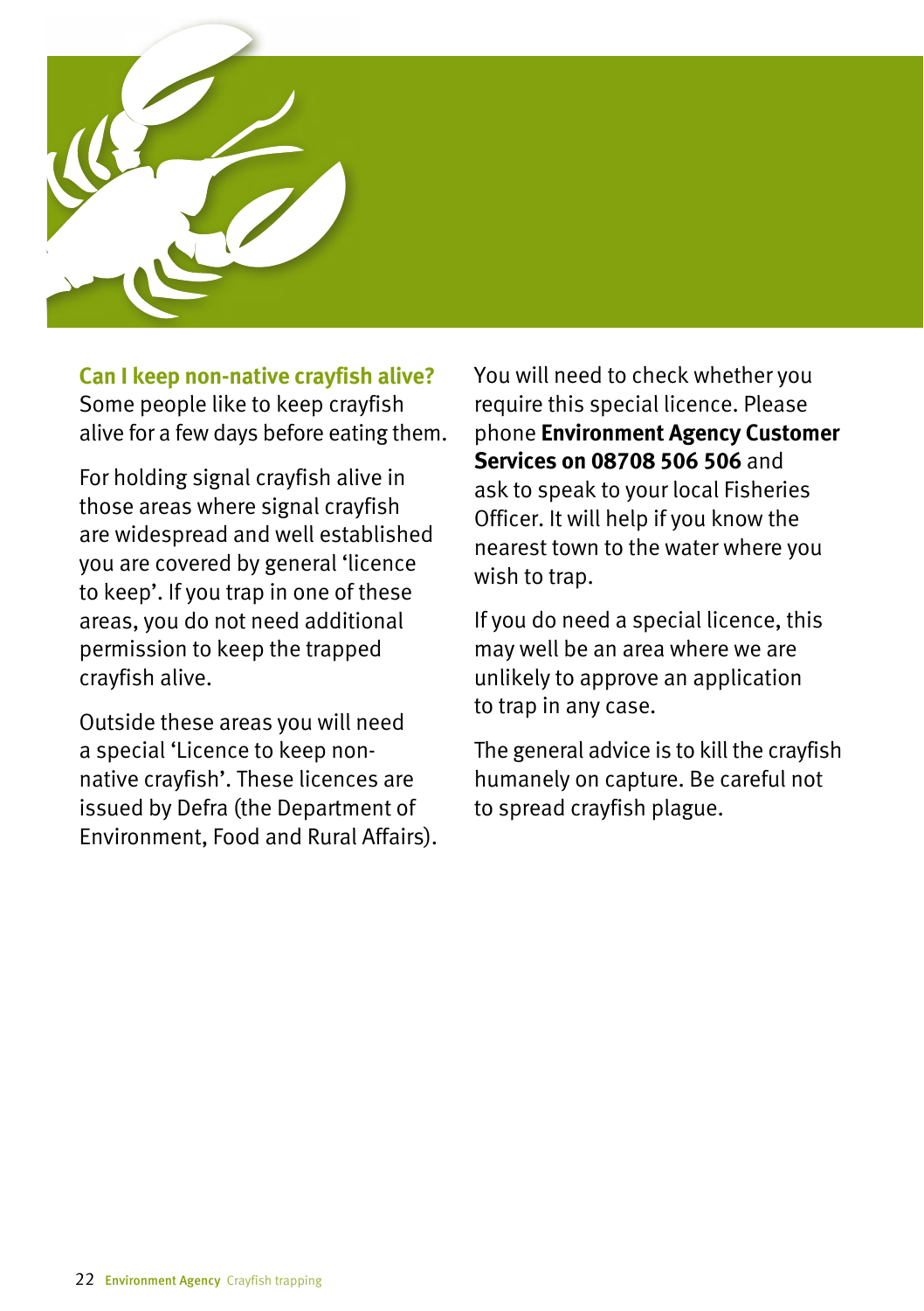## Can I keep non-native crayfish alive?

Some people like to keep crayfish alive for a few days before eating them.

For holding signal crayfish alive in those areas where signal crayfish are widespread and well established you are covered by general 'licence to keep'. If you trap in one of these areas, you do not need additional permission to keep the trapped crayfish alive.

Outside these areas you will need a special 'Licence to keep non-native crayfish'. These licences are issued by Defra (the Department of Environment, Food and Rural Affairs).

You will need to check whether you require this special licence. Please phone **Environment Agency Customer Services on 08708 506 506** and ask to speak to your local Fisheries Officer. It will help if you know the nearest town to the water where you wish to trap.

If you do need a special licence, this may well be an area where we are unlikely to approve an application to trap in any case.

The general advice is to kill the crayfish humanely on capture. Be careful not to spread crayfish plague.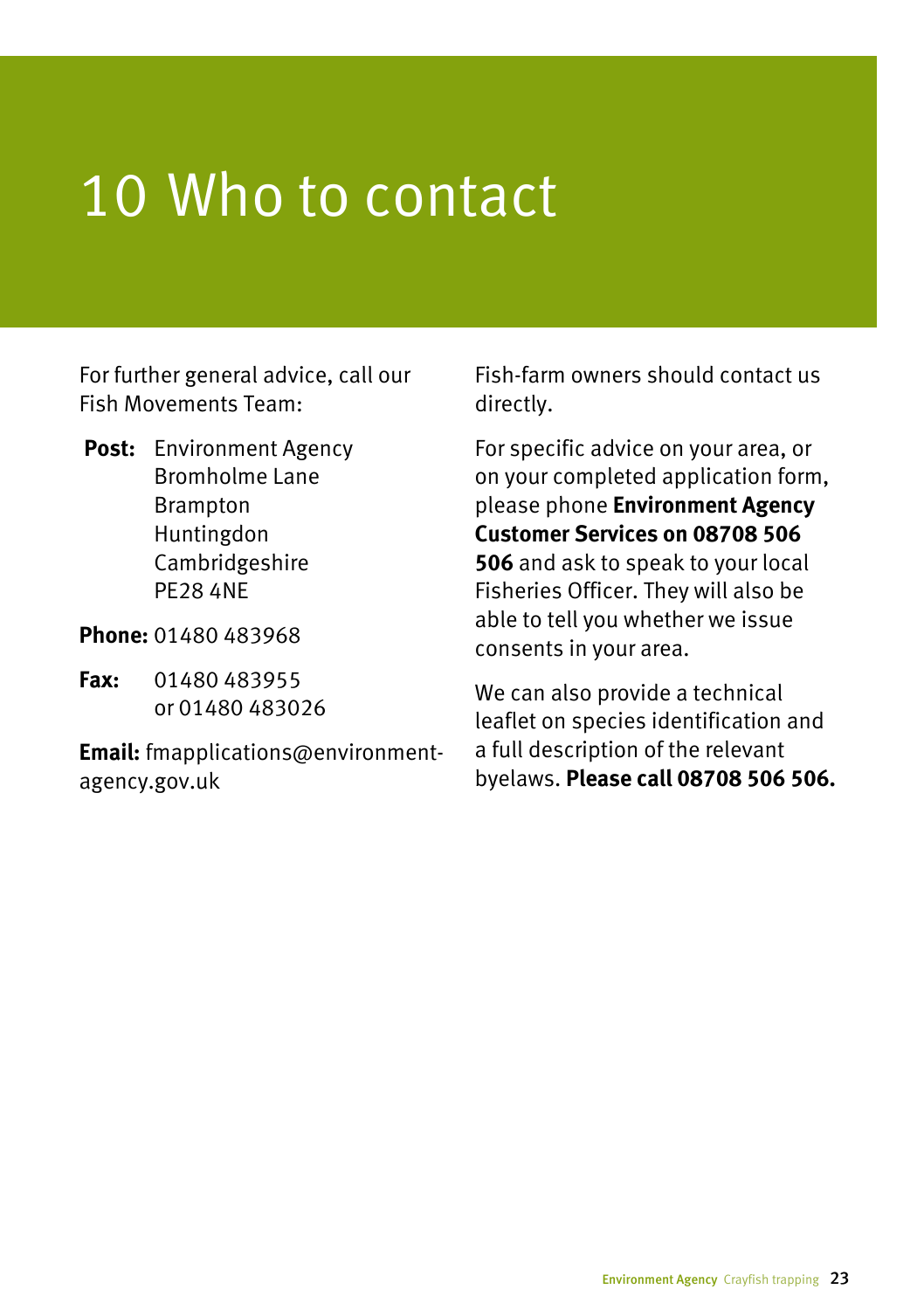# 10 Who to contact

For further general advice, call our Fish Movements Team:

**Post:** Environment Agency
Bromholme Lane
Brampton
Huntingdon
Cambridgeshire
PE28 4NE

**Phone:** 01480 483968

**Fax:** 01480 483955
or 01480 483026

**Email:** fmapplications@environment-agency.gov.uk

Fish-farm owners should contact us directly.

For specific advice on your area, or on your completed application form, please phone **Environment Agency Customer Services on 08708 506 506** and ask to speak to your local Fisheries Officer. They will also be able to tell you whether we issue consents in your area.

We can also provide a technical leaflet on species identification and a full description of the relevant byelaws. **Please call 08708 506 506.**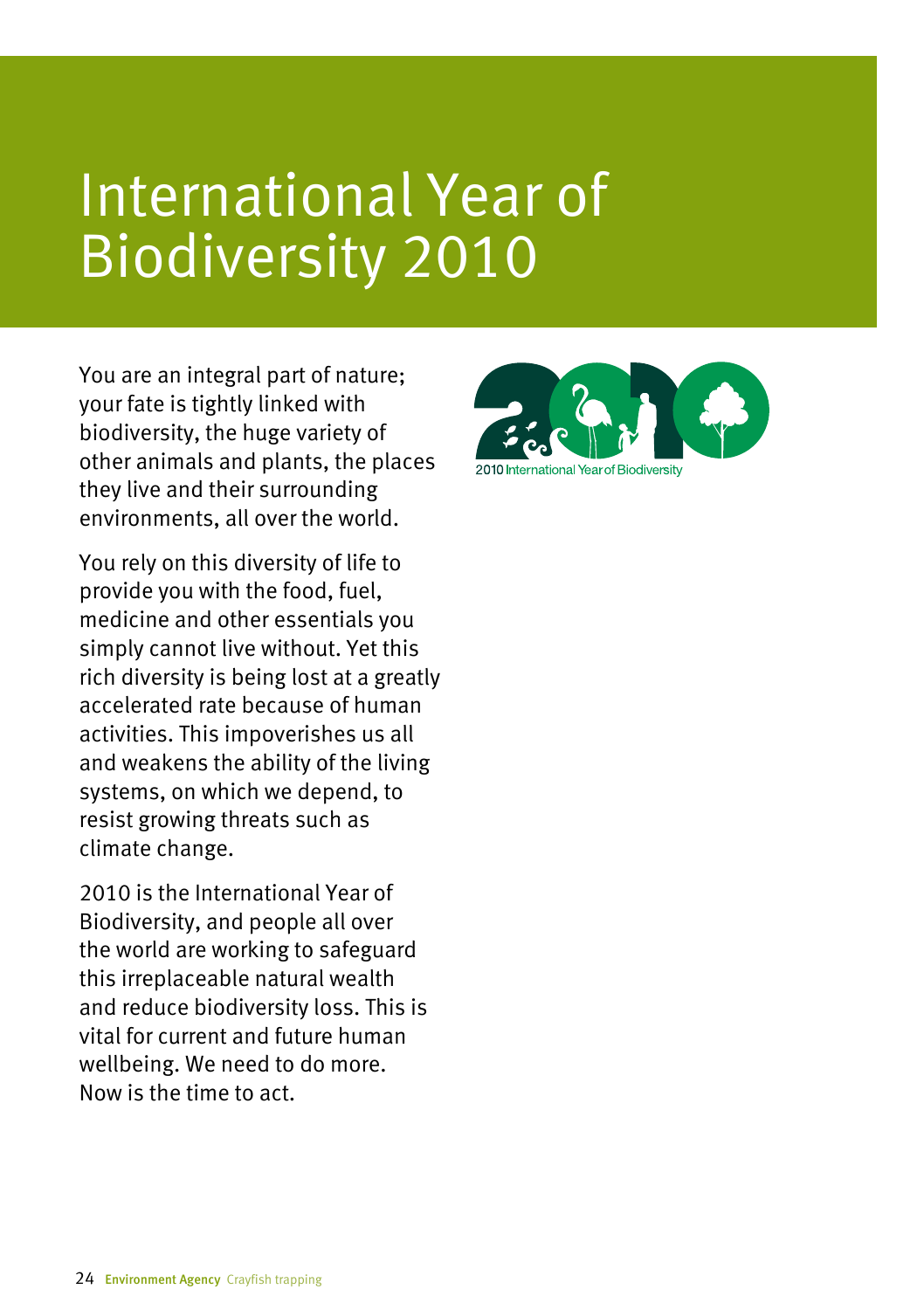# International Year of Biodiversity 2010

You are an integral part of nature; your fate is tightly linked with biodiversity, the huge variety of other animals and plants, the places they live and their surrounding environments, all over the world.

You rely on this diversity of life to provide you with the food, fuel, medicine and other essentials you simply cannot live without. Yet this rich diversity is being lost at a greatly accelerated rate because of human activities. This impoverishes us all and weakens the ability of the living systems, on which we depend, to resist growing threats such as climate change.

2010 is the International Year of Biodiversity, and people all over the world are working to safeguard this irreplaceable natural wealth and reduce biodiversity loss. This is vital for current and future human wellbeing. We need to do more. Now is the time to act.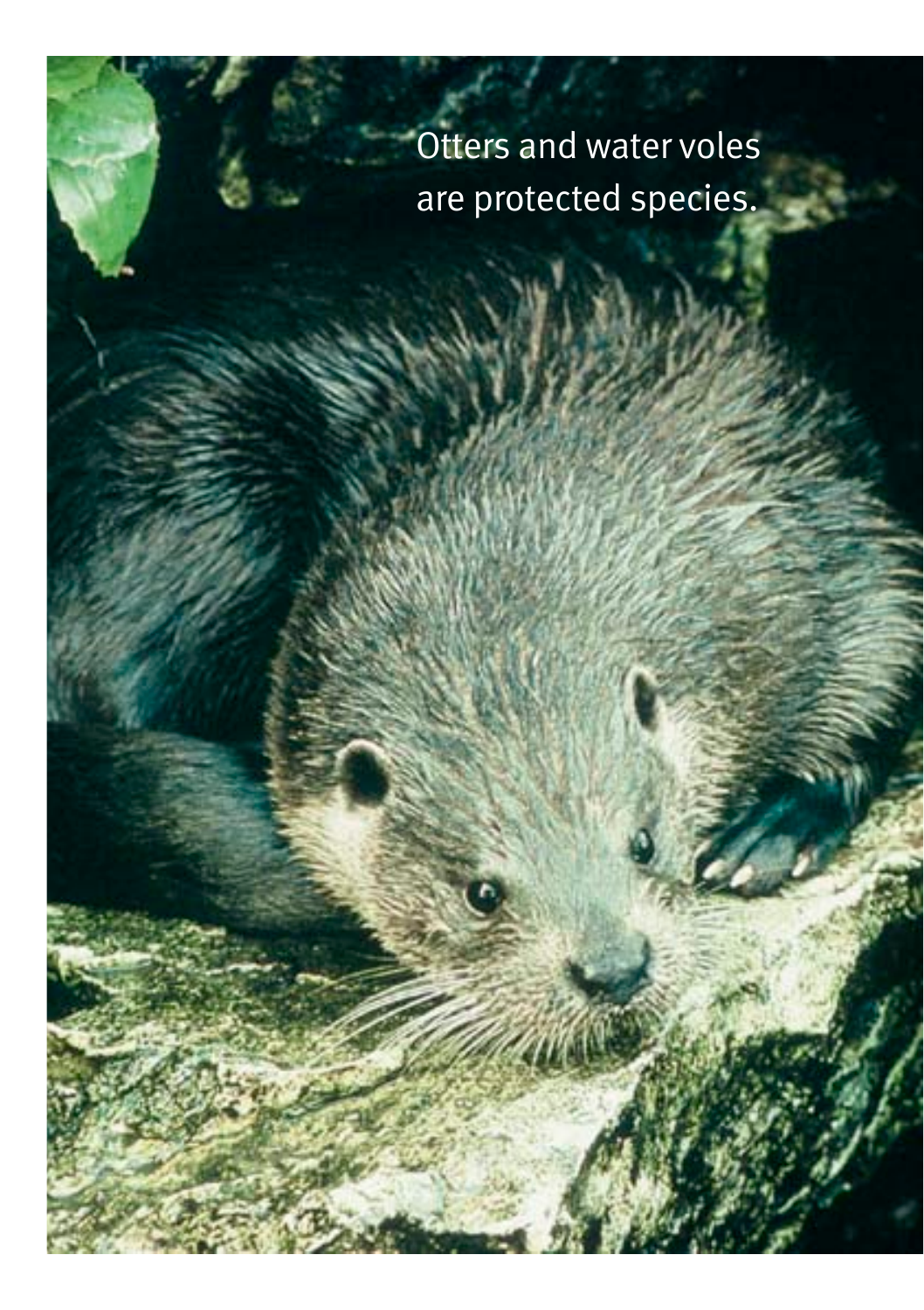Otters and water voles are protected species.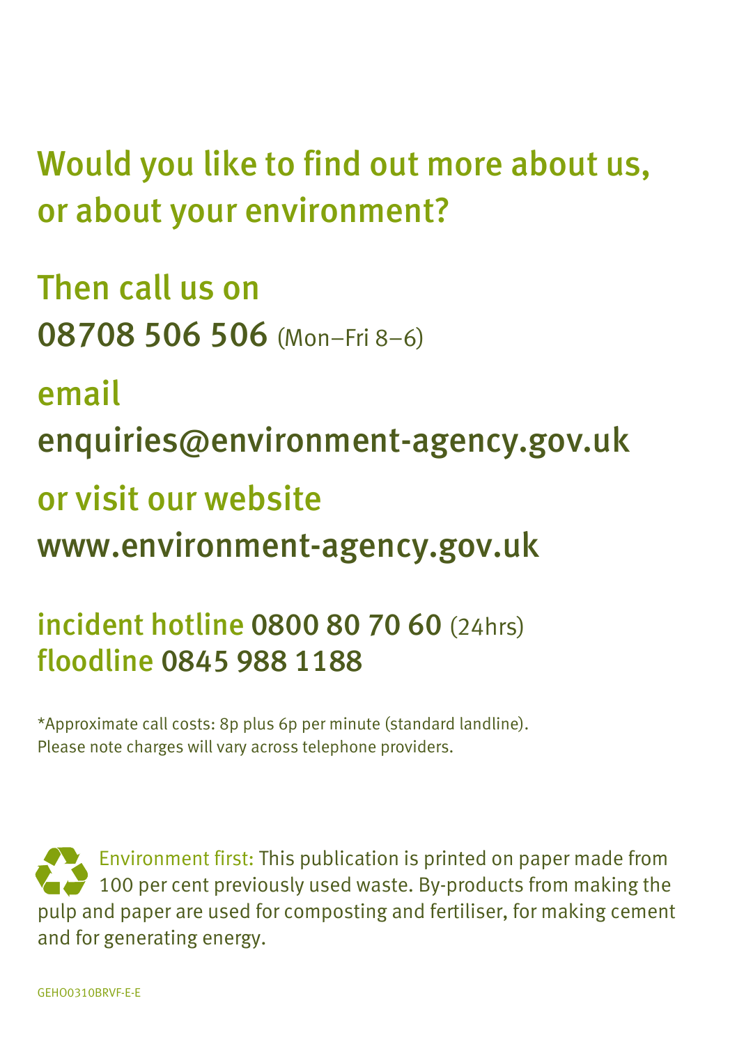## Would you like to find out more about us, or about your environment?

## Then call us on
## 08708 506 506 (Mon–Fri 8–6)

## email
## enquiries@environment-agency.gov.uk

## or visit our website
## www.environment-agency.gov.uk

**incident hotline 0800 80 70 60** (24hrs)
**floodline 0845 988 1188**

*Approximate call costs: 8p plus 6p per minute (standard landline).
Please note charges will vary across telephone providers.

Environment first: This publication is printed on paper made from 100 per cent previously used waste. By-products from making the pulp and paper are used for composting and fertiliser, for making cement and for generating energy.

GEHO0310BRVF-E-E